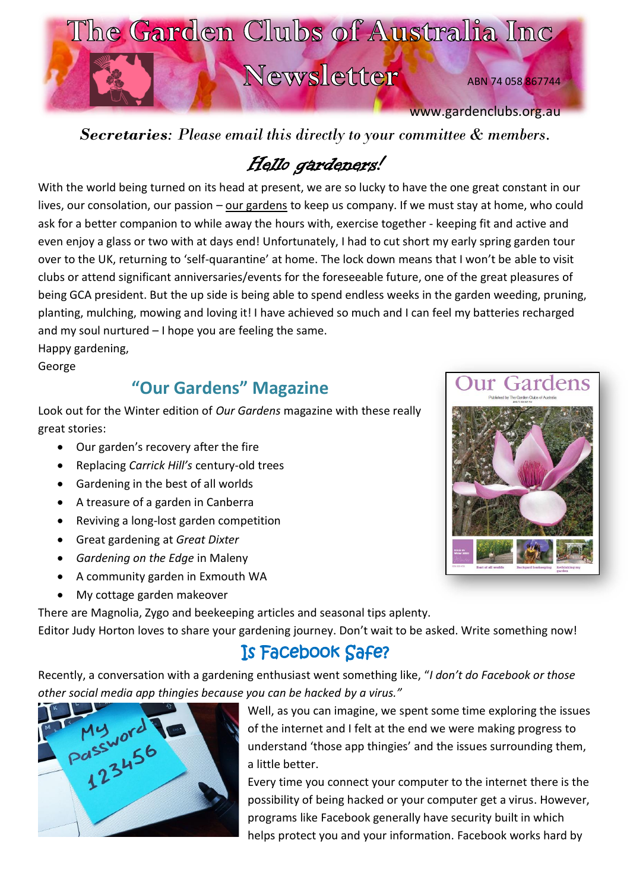# The Garden Clubs of Australia Inc Newsletter

ABN 74 058 867744

www.gardenclubs.org.au

***Secretaries**: Please email this directly to your committee & members.*

## Hello gardeners!

With the world being turned on its head at present, we are so lucky to have the one great constant in our lives, our consolation, our passion – our gardens to keep us company. If we must stay at home, who could ask for a better companion to while away the hours with, exercise together - keeping fit and active and even enjoy a glass or two with at days end! Unfortunately, I had to cut short my early spring garden tour over to the UK, returning to 'self-quarantine' at home. The lock down means that I won't be able to visit clubs or attend significant anniversaries/events for the foreseeable future, one of the great pleasures of being GCA president. But the up side is being able to spend endless weeks in the garden weeding, pruning, planting, mulching, mowing and loving it! I have achieved so much and I can feel my batteries recharged and my soul nurtured – I hope you are feeling the same.

Happy gardening,

George

## "Our Gardens" Magazine

Look out for the Winter edition of *Our Gardens* magazine with these really great stories:

- Our garden's recovery after the fire
- Replacing *Carrick Hill's* century-old trees
- Gardening in the best of all worlds
- A treasure of a garden in Canberra
- Reviving a long-lost garden competition
- Great gardening at *Great Dixter*
- *Gardening on the Edge* in Maleny
- A community garden in Exmouth WA
- My cottage garden makeover

There are Magnolia, Zygo and beekeeping articles and seasonal tips aplenty.

Editor Judy Horton loves to share your gardening journey. Don't wait to be asked. Write something now!

## Is Facebook Safe?

Recently, a conversation with a gardening enthusiast went something like, "*I don't do Facebook or those other social media app thingies because you can be hacked by a virus.*"

Well, as you can imagine, we spent some time exploring the issues of the internet and I felt at the end we were making progress to understand 'those app thingies' and the issues surrounding them, a little better.

Every time you connect your computer to the internet there is the possibility of being hacked or your computer get a virus. However, programs like Facebook generally have security built in which helps protect you and your information. Facebook works hard by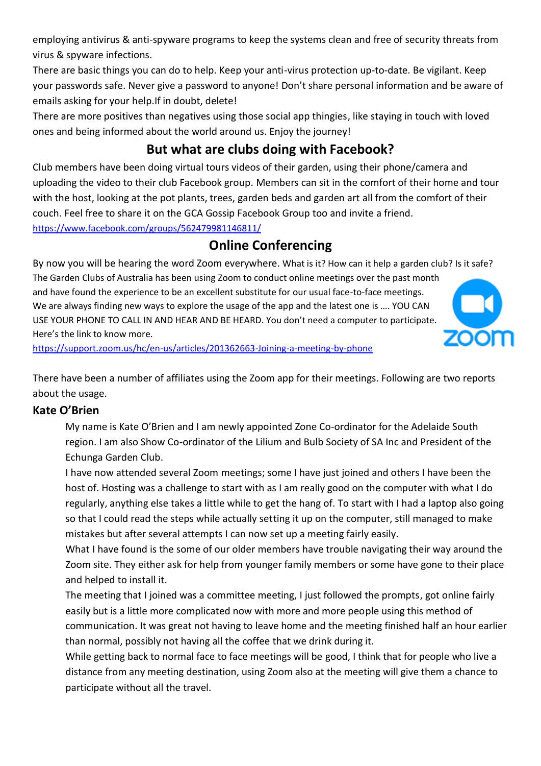employing antivirus & anti-spyware programs to keep the systems clean and free of security threats from virus & spyware infections.

There are basic things you can do to help. Keep your anti-virus protection up-to-date. Be vigilant. Keep your passwords safe. Never give a password to anyone! Don't share personal information and be aware of emails asking for your help.If in doubt, delete!

There are more positives than negatives using those social app thingies, like staying in touch with loved ones and being informed about the world around us. Enjoy the journey!

## But what are clubs doing with Facebook?

Club members have been doing virtual tours videos of their garden, using their phone/camera and uploading the video to their club Facebook group. Members can sit in the comfort of their home and tour with the host, looking at the pot plants, trees, garden beds and garden art all from the comfort of their couch. Feel free to share it on the GCA Gossip Facebook Group too and invite a friend.

https://www.facebook.com/groups/562479981146811/

## Online Conferencing

By now you will be hearing the word Zoom everywhere. What is it? How can it help a garden club? Is it safe? The Garden Clubs of Australia has been using Zoom to conduct online meetings over the past month and have found the experience to be an excellent substitute for our usual face-to-face meetings. We are always finding new ways to explore the usage of the app and the latest one is …. YOU CAN USE YOUR PHONE TO CALL IN AND HEAR AND BE HEARD. You don't need a computer to participate. Here's the link to know more.

https://support.zoom.us/hc/en-us/articles/201362663-Joining-a-meeting-by-phone

There have been a number of affiliates using the Zoom app for their meetings. Following are two reports about the usage.

### Kate O'Brien

My name is Kate O'Brien and I am newly appointed Zone Co-ordinator for the Adelaide South region. I am also Show Co-ordinator of the Lilium and Bulb Society of SA Inc and President of the Echunga Garden Club.

I have now attended several Zoom meetings; some I have just joined and others I have been the host of. Hosting was a challenge to start with as I am really good on the computer with what I do regularly, anything else takes a little while to get the hang of. To start with I had a laptop also going so that I could read the steps while actually setting it up on the computer, still managed to make mistakes but after several attempts I can now set up a meeting fairly easily.

What I have found is the some of our older members have trouble navigating their way around the Zoom site. They either ask for help from younger family members or some have gone to their place and helped to install it.

The meeting that I joined was a committee meeting, I just followed the prompts, got online fairly easily but is a little more complicated now with more and more people using this method of communication. It was great not having to leave home and the meeting finished half an hour earlier than normal, possibly not having all the coffee that we drink during it.

While getting back to normal face to face meetings will be good, I think that for people who live a distance from any meeting destination, using Zoom also at the meeting will give them a chance to participate without all the travel.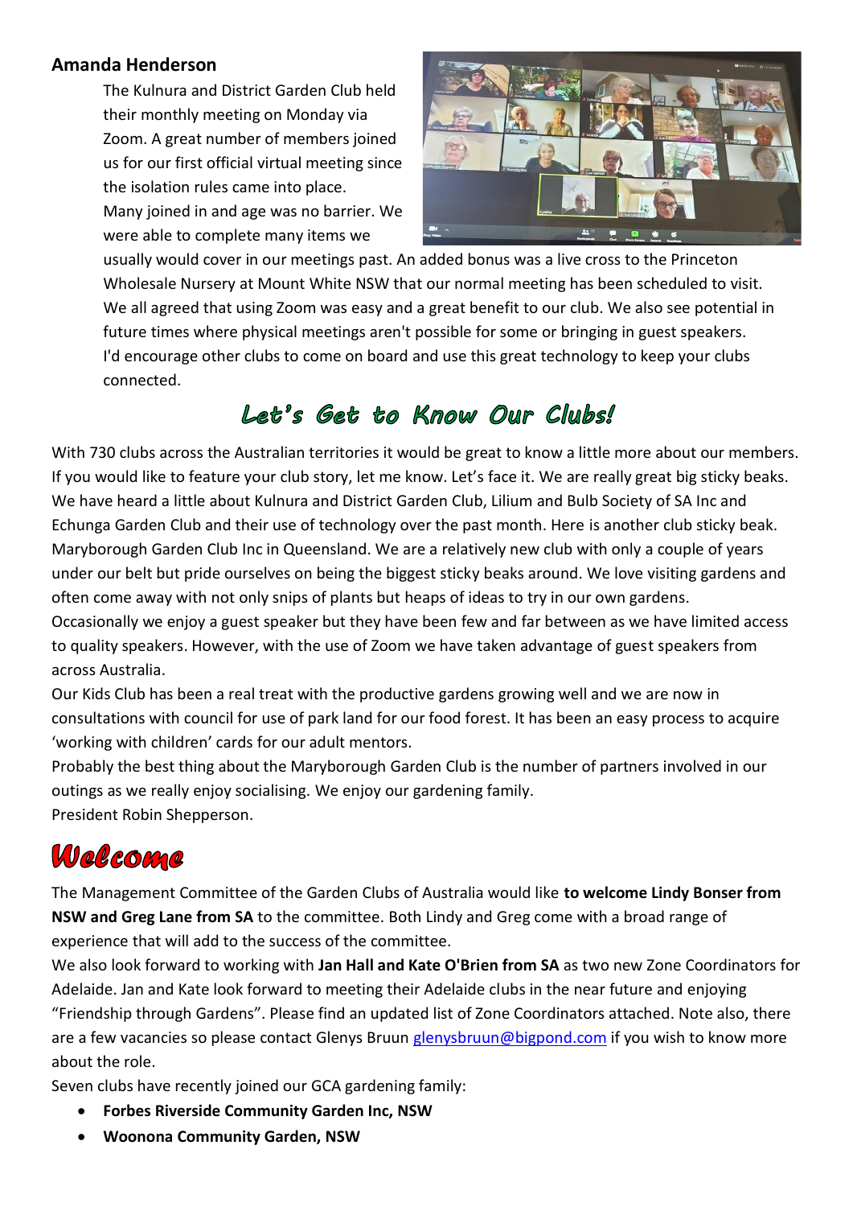### Amanda Henderson

The Kulnura and District Garden Club held their monthly meeting on Monday via Zoom. A great number of members joined us for our first official virtual meeting since the isolation rules came into place. Many joined in and age was no barrier. We were able to complete many items we usually would cover in our meetings past. An added bonus was a live cross to the Princeton Wholesale Nursery at Mount White NSW that our normal meeting has been scheduled to visit. We all agreed that using Zoom was easy and a great benefit to our club. We also see potential in future times where physical meetings aren't possible for some or bringing in guest speakers. I'd encourage other clubs to come on board and use this great technology to keep your clubs connected.

## *Let's Get to Know Our Clubs!*

With 730 clubs across the Australian territories it would be great to know a little more about our members. If you would like to feature your club story, let me know. Let's face it. We are really great big sticky beaks. We have heard a little about Kulnura and District Garden Club, Lilium and Bulb Society of SA Inc and Echunga Garden Club and their use of technology over the past month. Here is another club sticky beak.
Maryborough Garden Club Inc in Queensland. We are a relatively new club with only a couple of years under our belt but pride ourselves on being the biggest sticky beaks around. We love visiting gardens and often come away with not only snips of plants but heaps of ideas to try in our own gardens.
Occasionally we enjoy a guest speaker but they have been few and far between as we have limited access to quality speakers. However, with the use of Zoom we have taken advantage of guest speakers from across Australia.
Our Kids Club has been a real treat with the productive gardens growing well and we are now in consultations with council for use of park land for our food forest. It has been an easy process to acquire 'working with children' cards for our adult mentors.
Probably the best thing about the Maryborough Garden Club is the number of partners involved in our outings as we really enjoy socialising. We enjoy our gardening family.
President Robin Shepperson.

# *Welcome*

The Management Committee of the Garden Clubs of Australia would like **to welcome Lindy Bonser from NSW and Greg Lane from SA** to the committee. Both Lindy and Greg come with a broad range of experience that will add to the success of the committee.
We also look forward to working with **Jan Hall and Kate O'Brien from SA** as two new Zone Coordinators for Adelaide. Jan and Kate look forward to meeting their Adelaide clubs in the near future and enjoying "Friendship through Gardens". Please find an updated list of Zone Coordinators attached. Note also, there are a few vacancies so please contact Glenys Bruun glenysbruun@bigpond.com if you wish to know more about the role.
Seven clubs have recently joined our GCA gardening family:

- **Forbes Riverside Community Garden Inc, NSW**
- **Woonona Community Garden, NSW**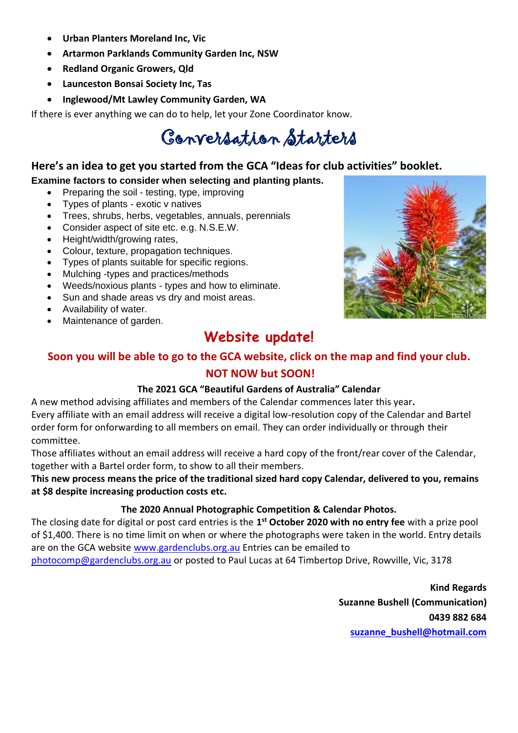- **Urban Planters Moreland Inc, Vic**
- **Artarmon Parklands Community Garden Inc, NSW**
- **Redland Organic Growers, Qld**
- **Launceston Bonsai Society Inc, Tas**
- **Inglewood/Mt Lawley Community Garden, WA**

If there is ever anything we can do to help, let your Zone Coordinator know.

# Conversation Starters

### Here's an idea to get you started from the GCA "Ideas for club activities" booklet.

**Examine factors to consider when selecting and planting plants.**

- Preparing the soil - testing, type, improving
- Types of plants - exotic v natives
- Trees, shrubs, herbs, vegetables, annuals, perennials
- Consider aspect of site etc. e.g. N.S.E.W.
- Height/width/growing rates,
- Colour, texture, propagation techniques.
- Types of plants suitable for specific regions.
- Mulching -types and practices/methods
- Weeds/noxious plants - types and how to eliminate.
- Sun and shade areas vs dry and moist areas.
- Availability of water.
- Maintenance of garden.

## Website update!

### Soon you will be able to go to the GCA website, click on the map and find your club.

### NOT NOW but SOON!

**The 2021 GCA "Beautiful Gardens of Australia" Calendar**

A new method advising affiliates and members of the Calendar commences later this year**.**
Every affiliate with an email address will receive a digital low-resolution copy of the Calendar and Bartel order form for onforwarding to all members on email. They can order individually or through their committee.
Those affiliates without an email address will receive a hard copy of the front/rear cover of the Calendar, together with a Bartel order form, to show to all their members.
**This new process means the price of the traditional sized hard copy Calendar, delivered to you, remains at $8 despite increasing production costs etc.**

**The 2020 Annual Photographic Competition & Calendar Photos.**

The closing date for digital or post card entries is the **1st October 2020 with no entry fee** with a prize pool of $1,400. There is no time limit on when or where the photographs were taken in the world. Entry details are on the GCA website www.gardenclubs.org.au Entries can be emailed to photocomp@gardenclubs.org.au or posted to Paul Lucas at 64 Timbertop Drive, Rowville, Vic, 3178

**Kind Regards**
**Suzanne Bushell (Communication)**
**0439 882 684**
**suzanne_bushell@hotmail.com**